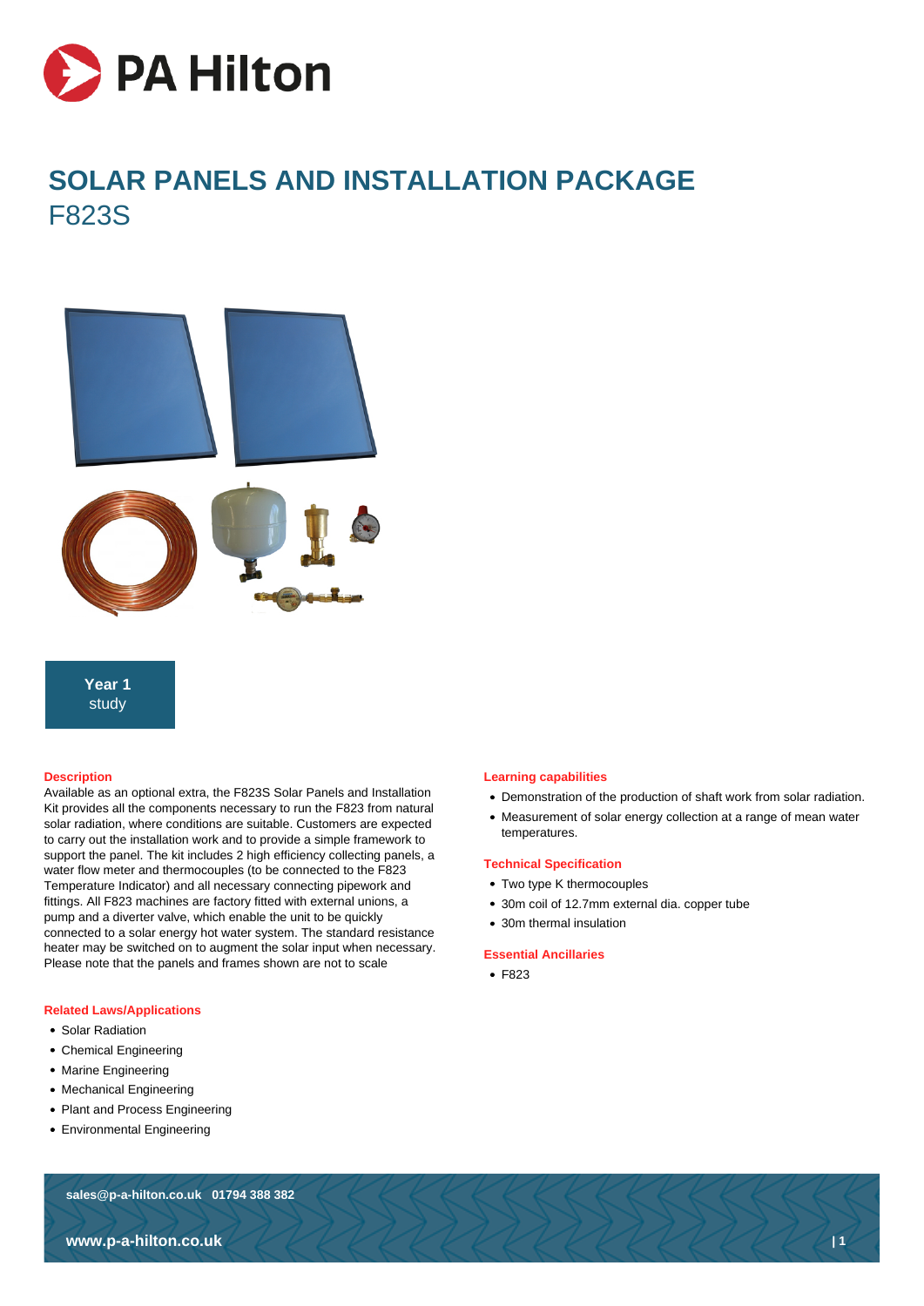# SOLAR PANELS AND INSTALLATION PACKAGE

## F823S

**Year 1** study

### Description

Available as an optional extra, the F823S Solar Panels and Installation Kit provides all the components necessary to run the F823 from natural solar radiation, where conditions are suitable. Customers are expected to carry out the installation work and to provide a simple framework to support the panel. The kit includes 2 high efficiency collecting panels, a water flow meter and thermocouples (to be connected to the F823 Temperature Indicator) and all necessary connecting pipework and fittings. All F823 machines are factory fitted with external unions, a pump and a diverter valve, which enable the unit to be quickly connected to a solar energy hot water system. The standard resistance heater may be switched on to augment the solar input when necessary. Please note that the panels and frames shown are not to scale

### Related Laws/Applications

- Solar Radiation
- Chemical Engineering
- Marine Engineering
- Mechanical Engineering
- Plant and Process Engineering
- Environmental Engineering

### Learning capabilities

- Demonstration of the production of shaft work from solar radiation.
- Measurement of solar energy collection at a range of mean water temperatures.

### Technical Specification

- Two type K thermocouples
- 30m coil of 12.7mm external dia. copper tube
- 30m thermal insulation

### Essential Ancillaries

- F823

sales@p-a-hilton.co.uk 01794 388 382

www.p-a-hilton.co.uk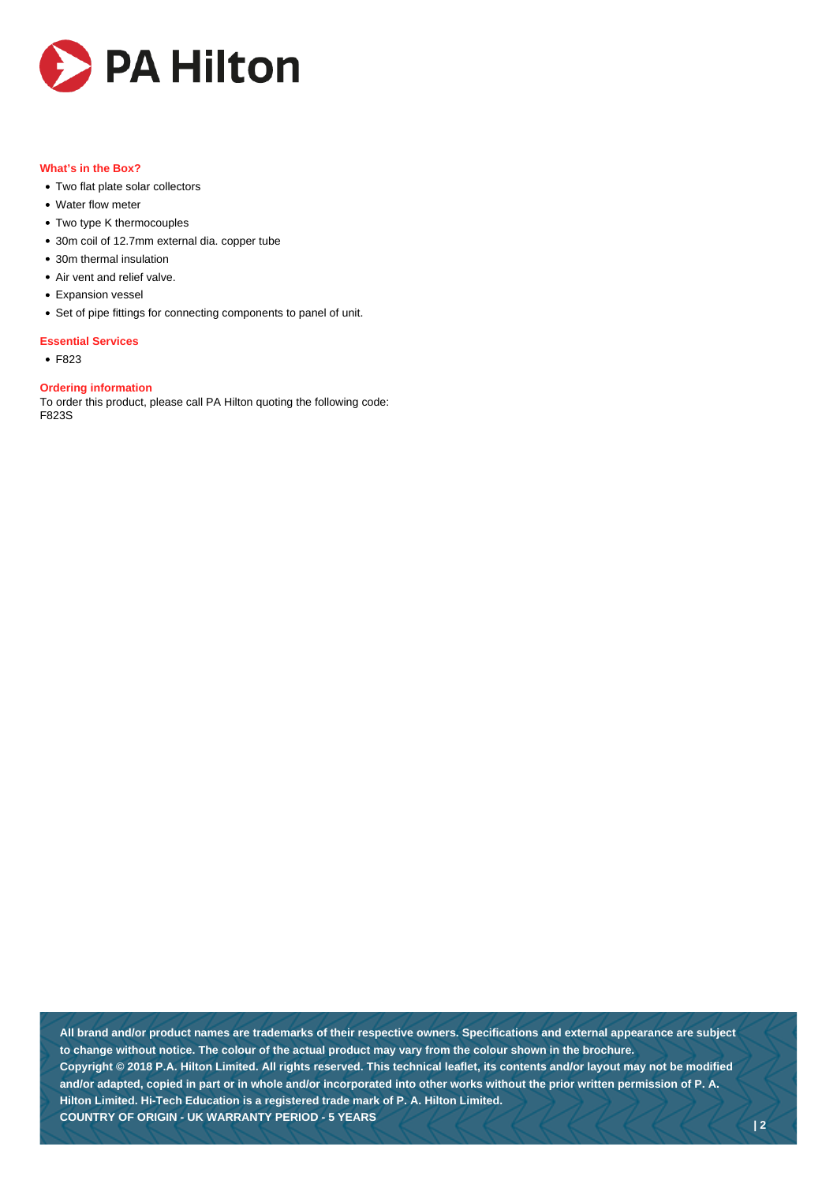### What's in the Box?

- Two flat plate solar collectors
- Water flow meter
- Two type K thermocouples
- 30m coil of 12.7mm external dia. copper tube
- 30m thermal insulation
- Air vent and relief valve.
- Expansion vessel
- Set of pipe fittings for connecting components to panel of unit.

### Essential Services

- F823

### Ordering information

To order this product, please call PA Hilton quoting the following code:
F823S

**All brand and/or product names are trademarks of their respective owners. Specifications and external appearance are subject to change without notice. The colour of the actual product may vary from the colour shown in the brochure.**
**Copyright © 2018 P.A. Hilton Limited. All rights reserved. This technical leaflet, its contents and/or layout may not be modified and/or adapted, copied in part or in whole and/or incorporated into other works without the prior written permission of P. A. Hilton Limited. Hi-Tech Education is a registered trade mark of P. A. Hilton Limited.**
**COUNTRY OF ORIGIN - UK WARRANTY PERIOD - 5 YEARS**